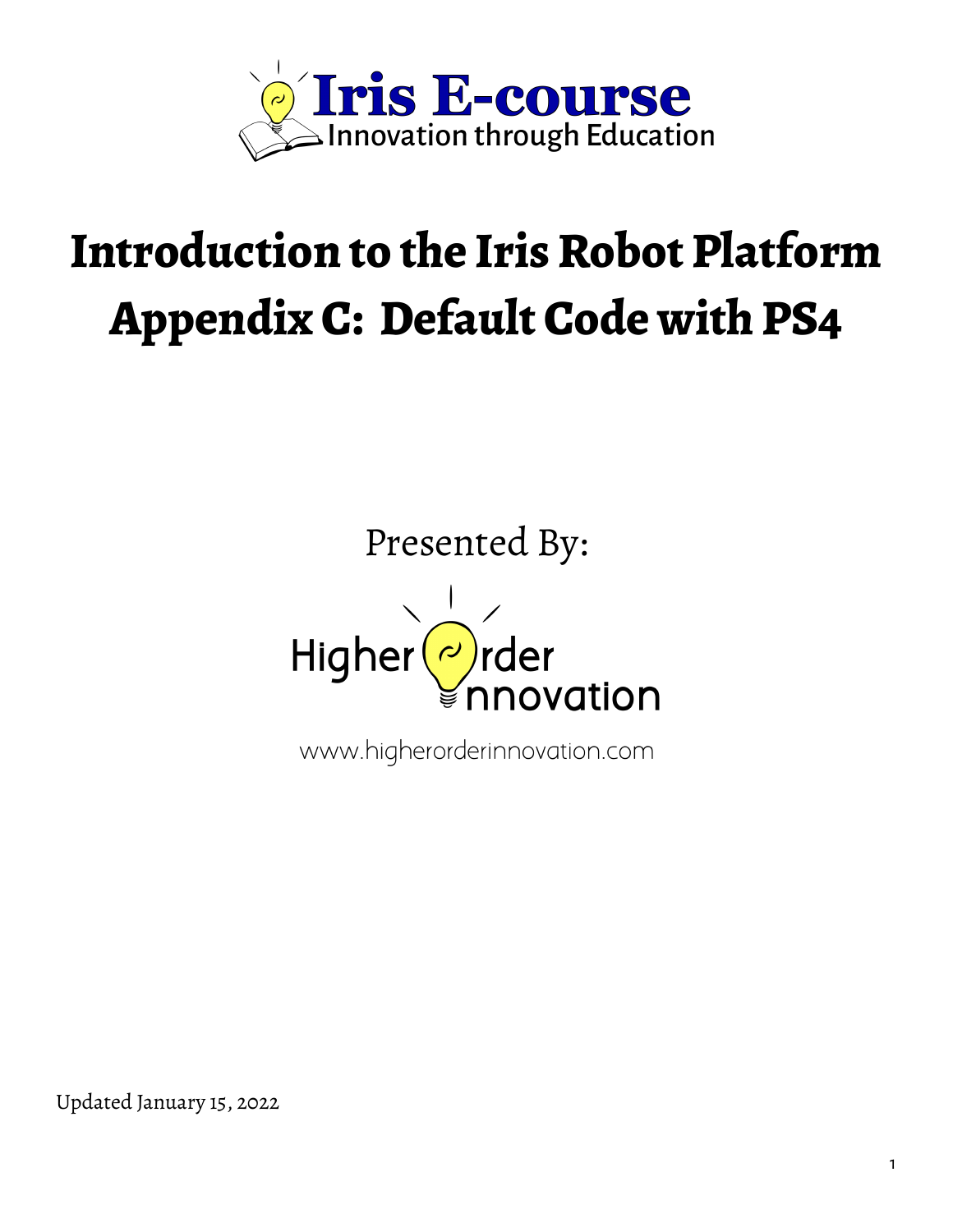**Iris E-course**
Innovation through Education

# Introduction to the Iris Robot Platform
# Appendix C: Default Code with PS4

Presented By:

Higher Order Innovation

www.higherorderinnovation.com

Updated January 15, 2022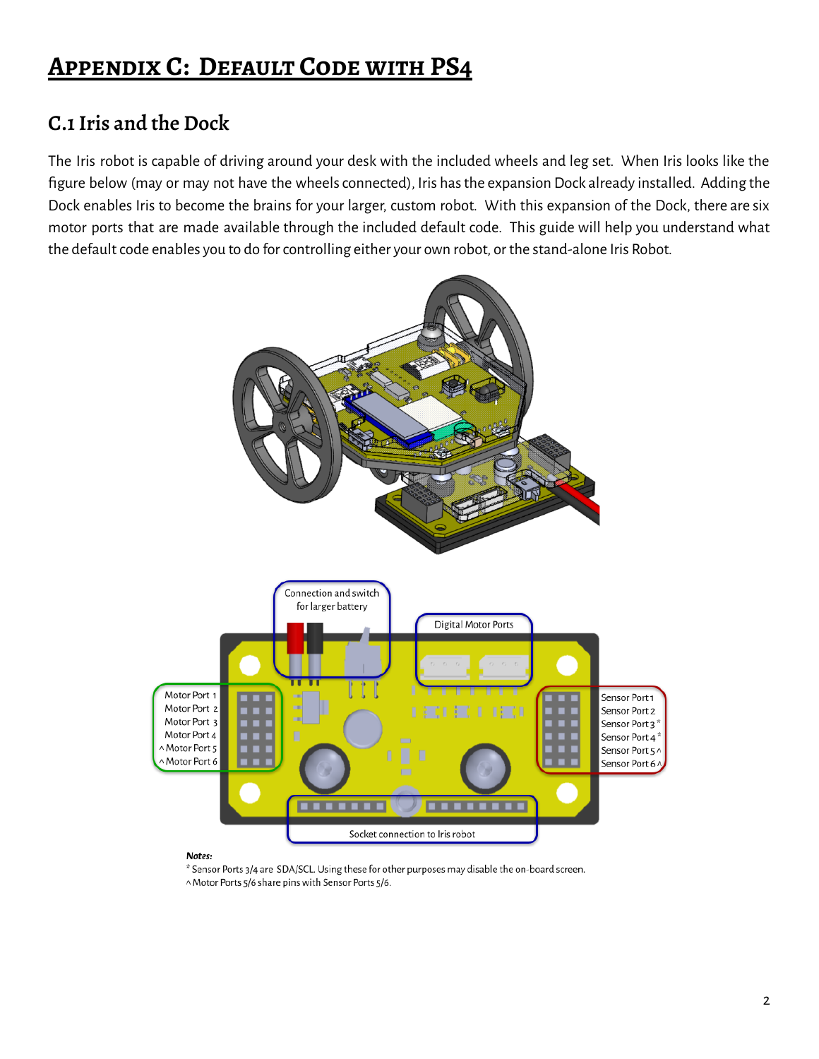# Appendix C: Default Code with PS4

## C.1 Iris and the Dock

The Iris robot is capable of driving around your desk with the included wheels and leg set. When Iris looks like the figure below (may or may not have the wheels connected), Iris has the expansion Dock already installed. Adding the Dock enables Iris to become the brains for your larger, custom robot. With this expansion of the Dock, there are six motor ports that are made available through the included default code. This guide will help you understand what the default code enables you to do for controlling either your own robot, or the stand-alone Iris Robot.

Connection and switch for larger battery

Digital Motor Ports

Motor Port 1
Motor Port 2
Motor Port 3
Motor Port 4
^ Motor Port 5
^ Motor Port 6

Sensor Port 1
Sensor Port 2
Sensor Port 3 *
Sensor Port 4 *
Sensor Port 5 ^
Sensor Port 6 ^

Socket connection to Iris robot

***Notes:***

* Sensor Ports 3/4 are SDA/SCL. Using these for other purposes may disable the on-board screen.

^ Motor Ports 5/6 share pins with Sensor Ports 5/6.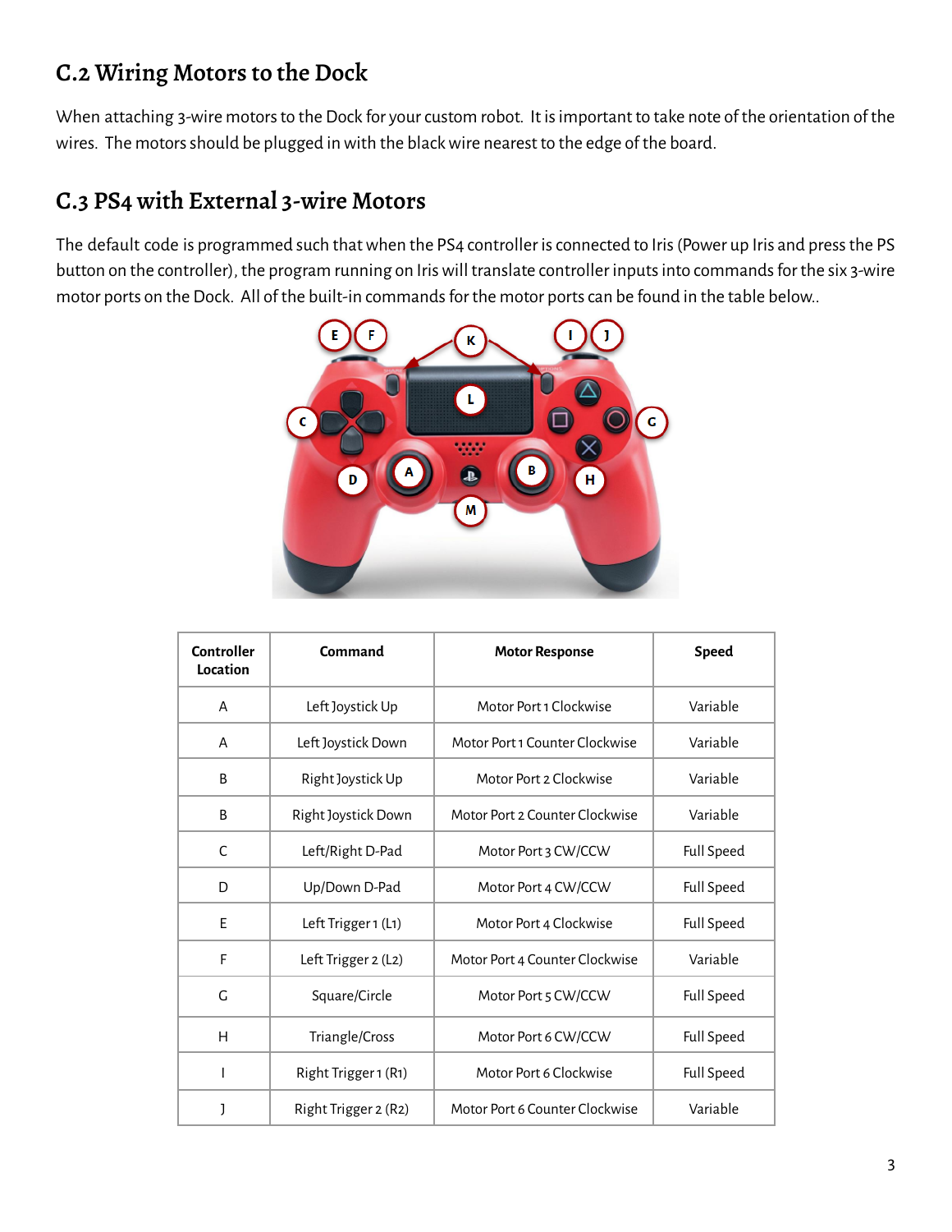## C.2 Wiring Motors to the Dock

When attaching 3-wire motors to the Dock for your custom robot. It is important to take note of the orientation of the wires. The motors should be plugged in with the black wire nearest to the edge of the board.

## C.3 PS4 with External 3-wire Motors

The default code is programmed such that when the PS4 controller is connected to Iris (Power up Iris and press the PS button on the controller), the program running on Iris will translate controller inputs into commands for the six 3-wire motor ports on the Dock. All of the built-in commands for the motor ports can be found in the table below..

| Controller Location | Command | Motor Response | Speed |
|---|---|---|---|
| A | Left Joystick Up | Motor Port 1 Clockwise | Variable |
| A | Left Joystick Down | Motor Port 1 Counter Clockwise | Variable |
| B | Right Joystick Up | Motor Port 2 Clockwise | Variable |
| B | Right Joystick Down | Motor Port 2 Counter Clockwise | Variable |
| C | Left/Right D-Pad | Motor Port 3 CW/CCW | Full Speed |
| D | Up/Down D-Pad | Motor Port 4 CW/CCW | Full Speed |
| E | Left Trigger 1 (L1) | Motor Port 4 Clockwise | Full Speed |
| F | Left Trigger 2 (L2) | Motor Port 4 Counter Clockwise | Variable |
| G | Square/Circle | Motor Port 5 CW/CCW | Full Speed |
| H | Triangle/Cross | Motor Port 6 CW/CCW | Full Speed |
| I | Right Trigger 1 (R1) | Motor Port 6 Clockwise | Full Speed |
| J | Right Trigger 2 (R2) | Motor Port 6 Counter Clockwise | Variable |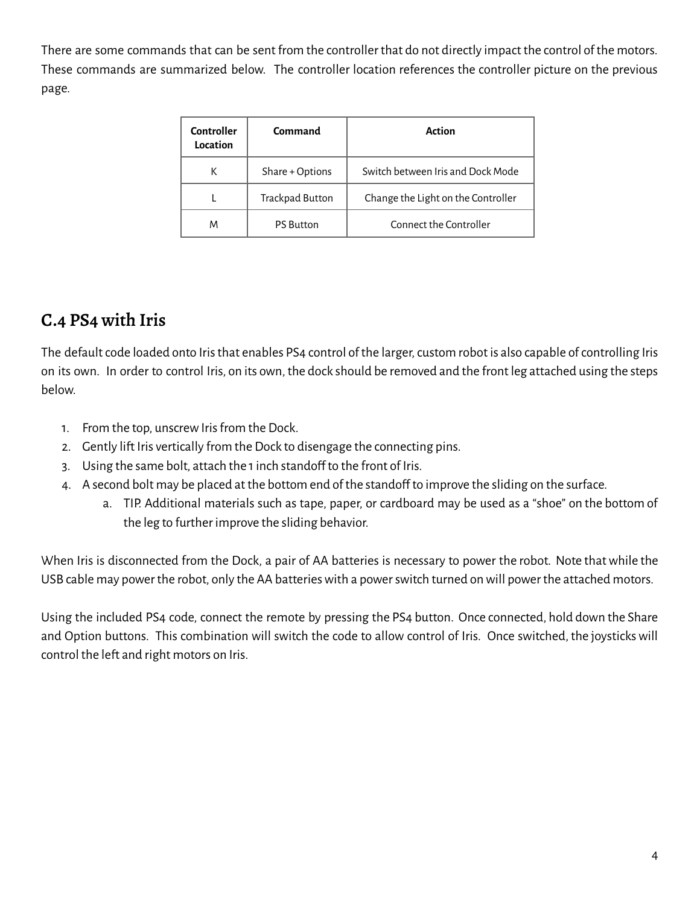There are some commands that can be sent from the controller that do not directly impact the control of the motors. These commands are summarized below. The controller location references the controller picture on the previous page.

| Controller Location | Command | Action |
| --- | --- | --- |
| K | Share + Options | Switch between Iris and Dock Mode |
| L | Trackpad Button | Change the Light on the Controller |
| M | PS Button | Connect the Controller |

## C.4 PS4 with Iris

The default code loaded onto Iris that enables PS4 control of the larger, custom robot is also capable of controlling Iris on its own. In order to control Iris, on its own, the dock should be removed and the front leg attached using the steps below.

1. From the top, unscrew Iris from the Dock.
2. Gently lift Iris vertically from the Dock to disengage the connecting pins.
3. Using the same bolt, attach the 1 inch standoff to the front of Iris.
4. A second bolt may be placed at the bottom end of the standoff to improve the sliding on the surface.
    a. TIP. Additional materials such as tape, paper, or cardboard may be used as a "shoe" on the bottom of the leg to further improve the sliding behavior.

When Iris is disconnected from the Dock, a pair of AA batteries is necessary to power the robot. Note that while the USB cable may power the robot, only the AA batteries with a power switch turned on will power the attached motors.

Using the included PS4 code, connect the remote by pressing the PS4 button. Once connected, hold down the Share and Option buttons. This combination will switch the code to allow control of Iris. Once switched, the joysticks will control the left and right motors on Iris.